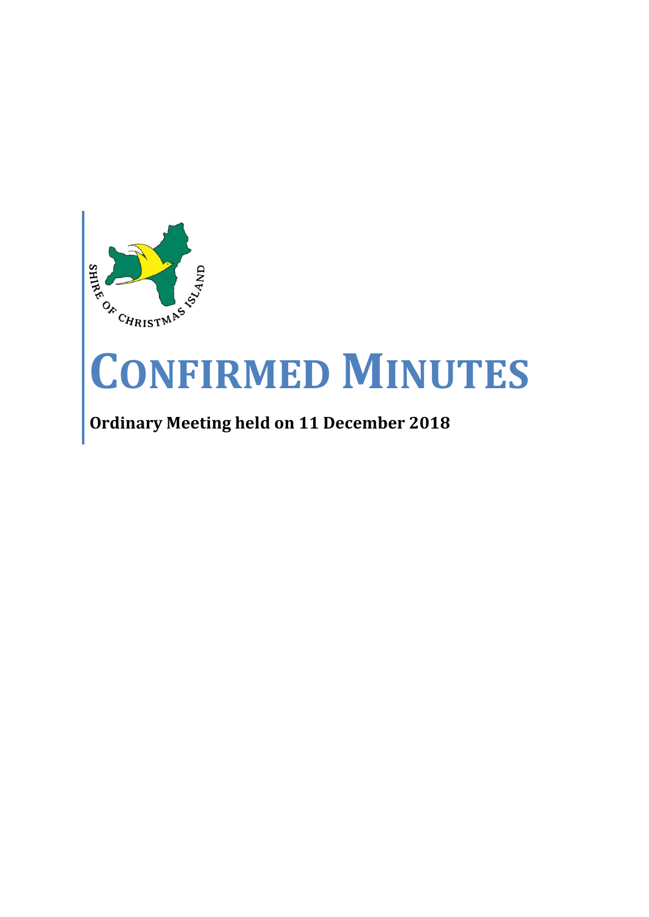SHIRE OF CHRISTMAS ISLAND

# CONFIRMED MINUTES

**Ordinary Meeting held on 11 December 2018**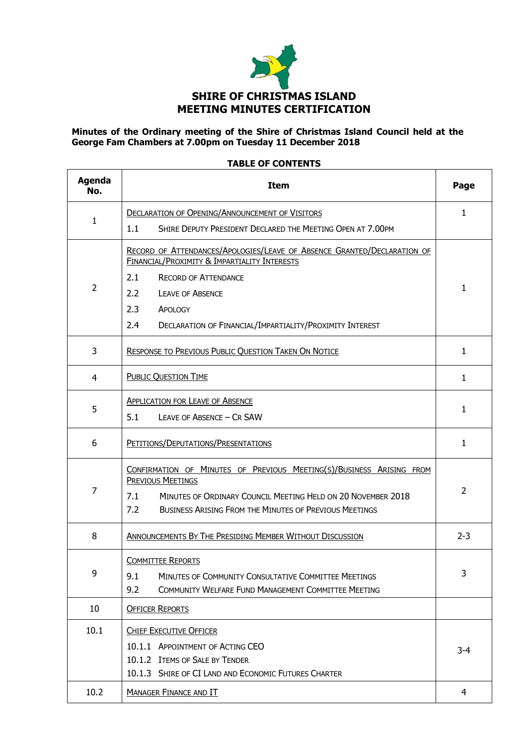# SHIRE OF CHRISTMAS ISLAND
# MEETING MINUTES CERTIFICATION

**Minutes of the Ordinary meeting of the Shire of Christmas Island Council held at the George Fam Chambers at 7.00pm on Tuesday 11 December 2018**

**TABLE OF CONTENTS**

| Agenda No. | Item | Page |
|---|---|---|
| 1 | DECLARATION OF OPENING/ANNOUNCEMENT OF VISITORS<br>1.1 SHIRE DEPUTY PRESIDENT DECLARED THE MEETING OPEN AT 7.00PM | 1 |
| 2 | RECORD OF ATTENDANCES/APOLOGIES/LEAVE OF ABSENCE GRANTED/DECLARATION OF FINANCIAL/PROXIMITY & IMPARTIALITY INTERESTS<br>2.1 RECORD OF ATTENDANCE<br>2.2 LEAVE OF ABSENCE<br>2.3 APOLOGY<br>2.4 DECLARATION OF FINANCIAL/IMPARTIALITY/PROXIMITY INTEREST | 1 |
| 3 | RESPONSE TO PREVIOUS PUBLIC QUESTION TAKEN ON NOTICE | 1 |
| 4 | PUBLIC QUESTION TIME | 1 |
| 5 | APPLICATION FOR LEAVE OF ABSENCE<br>5.1 LEAVE OF ABSENCE – CR SAW | 1 |
| 6 | PETITIONS/DEPUTATIONS/PRESENTATIONS | 1 |
| 7 | CONFIRMATION OF MINUTES OF PREVIOUS MEETING(S)/BUSINESS ARISING FROM PREVIOUS MEETINGS<br>7.1 MINUTES OF ORDINARY COUNCIL MEETING HELD ON 20 NOVEMBER 2018<br>7.2 BUSINESS ARISING FROM THE MINUTES OF PREVIOUS MEETINGS | 2 |
| 8 | ANNOUNCEMENTS BY THE PRESIDING MEMBER WITHOUT DISCUSSION | 2-3 |
| 9 | COMMITTEE REPORTS<br>9.1 MINUTES OF COMMUNITY CONSULTATIVE COMMITTEE MEETINGS<br>9.2 COMMUNITY WELFARE FUND MANAGEMENT COMMITTEE MEETING | 3 |
| 10 | OFFICER REPORTS | |
| 10.1 | CHIEF EXECUTIVE OFFICER<br>10.1.1 APPOINTMENT OF ACTING CEO<br>10.1.2 ITEMS OF SALE BY TENDER<br>10.1.3 SHIRE OF CI LAND AND ECONOMIC FUTURES CHARTER | 3-4 |
| 10.2 | MANAGER FINANCE AND IT | 4 |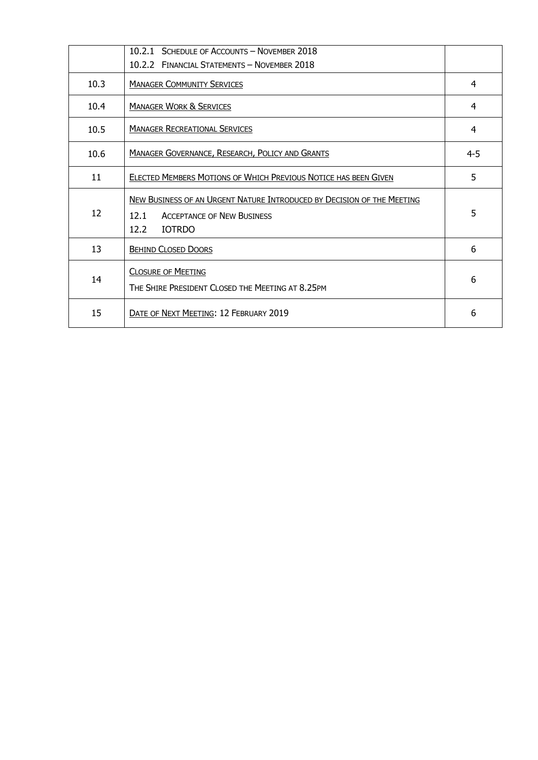| | | |
|---|---|---|
| | 10.2.1 SCHEDULE OF ACCOUNTS – NOVEMBER 2018<br>10.2.2 FINANCIAL STATEMENTS – NOVEMBER 2018 | |
| 10.3 | MANAGER COMMUNITY SERVICES | 4 |
| 10.4 | MANAGER WORK & SERVICES | 4 |
| 10.5 | MANAGER RECREATIONAL SERVICES | 4 |
| 10.6 | MANAGER GOVERNANCE, RESEARCH, POLICY AND GRANTS | 4-5 |
| 11 | ELECTED MEMBERS MOTIONS OF WHICH PREVIOUS NOTICE HAS BEEN GIVEN | 5 |
| 12 | NEW BUSINESS OF AN URGENT NATURE INTRODUCED BY DECISION OF THE MEETING<br>12.1 ACCEPTANCE OF NEW BUSINESS<br>12.2 IOTRDO | 5 |
| 13 | BEHIND CLOSED DOORS | 6 |
| 14 | CLOSURE OF MEETING<br>THE SHIRE PRESIDENT CLOSED THE MEETING AT 8.25PM | 6 |
| 15 | DATE OF NEXT MEETING: 12 FEBRUARY 2019 | 6 |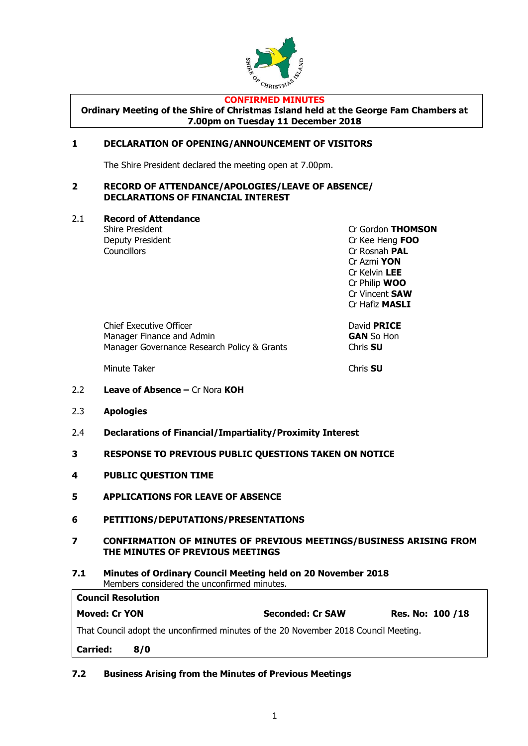**CONFIRMED MINUTES**

**Ordinary Meeting of the Shire of Christmas Island held at the George Fam Chambers at 7.00pm on Tuesday 11 December 2018**

## 1 DECLARATION OF OPENING/ANNOUNCEMENT OF VISITORS

The Shire President declared the meeting open at 7.00pm.

## 2 RECORD OF ATTENDANCE/APOLOGIES/LEAVE OF ABSENCE/ DECLARATIONS OF FINANCIAL INTEREST

### 2.1 Record of Attendance

| | |
|---|---|
| Shire President | Cr Gordon **THOMSON** |
| Deputy President | Cr Kee Heng **FOO** |
| Councillors | Cr Rosnah **PAL** |
| | Cr Azmi **YON** |
| | Cr Kelvin **LEE** |
| | Cr Philip **WOO** |
| | Cr Vincent **SAW** |
| | Cr Hafiz **MASLI** |
| Chief Executive Officer | David **PRICE** |
| Manager Finance and Admin | **GAN** So Hon |
| Manager Governance Research Policy & Grants | Chris **SU** |
| Minute Taker | Chris **SU** |

### 2.2 Leave of Absence – Cr Nora KOH

### 2.3 Apologies

### 2.4 Declarations of Financial/Impartiality/Proximity Interest

## 3 RESPONSE TO PREVIOUS PUBLIC QUESTIONS TAKEN ON NOTICE

## 4 PUBLIC QUESTION TIME

## 5 APPLICATIONS FOR LEAVE OF ABSENCE

## 6 PETITIONS/DEPUTATIONS/PRESENTATIONS

## 7 CONFIRMATION OF MINUTES OF PREVIOUS MEETINGS/BUSINESS ARISING FROM THE MINUTES OF PREVIOUS MEETINGS

### 7.1 Minutes of Ordinary Council Meeting held on 20 November 2018

Members considered the unconfirmed minutes.

**Council Resolution**

**Moved: Cr YON** **Seconded: Cr SAW** **Res. No: 100 /18**

That Council adopt the unconfirmed minutes of the 20 November 2018 Council Meeting.

**Carried: 8/0**

### 7.2 Business Arising from the Minutes of Previous Meetings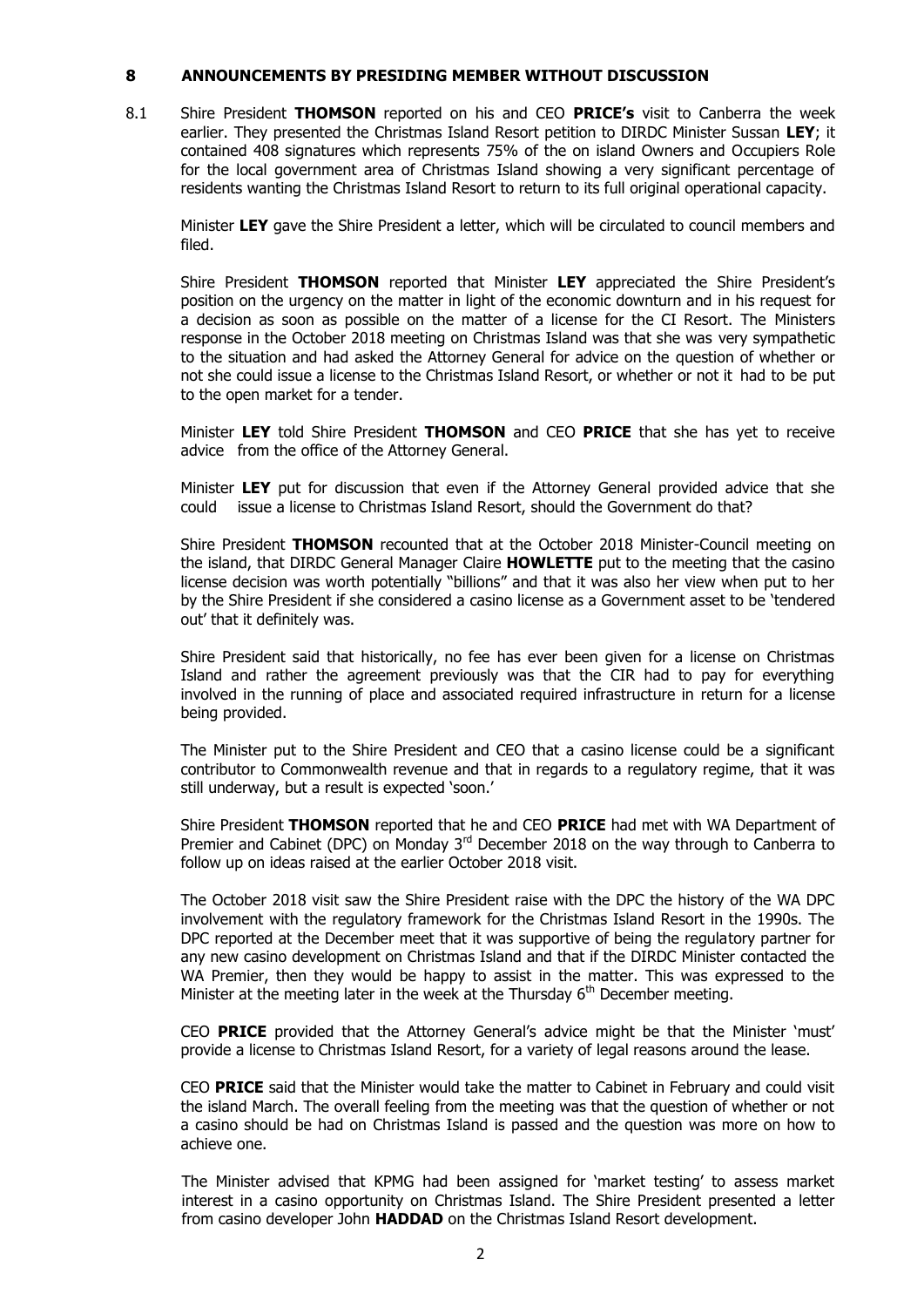## 8 ANNOUNCEMENTS BY PRESIDING MEMBER WITHOUT DISCUSSION

8.1 Shire President **THOMSON** reported on his and CEO **PRICE's** visit to Canberra the week earlier. They presented the Christmas Island Resort petition to DIRDC Minister Sussan **LEY**; it contained 408 signatures which represents 75% of the on island Owners and Occupiers Role for the local government area of Christmas Island showing a very significant percentage of residents wanting the Christmas Island Resort to return to its full original operational capacity.

Minister **LEY** gave the Shire President a letter, which will be circulated to council members and filed.

Shire President **THOMSON** reported that Minister **LEY** appreciated the Shire President's position on the urgency on the matter in light of the economic downturn and in his request for a decision as soon as possible on the matter of a license for the CI Resort. The Ministers response in the October 2018 meeting on Christmas Island was that she was very sympathetic to the situation and had asked the Attorney General for advice on the question of whether or not she could issue a license to the Christmas Island Resort, or whether or not it had to be put to the open market for a tender.

Minister **LEY** told Shire President **THOMSON** and CEO **PRICE** that she has yet to receive advice from the office of the Attorney General.

Minister **LEY** put for discussion that even if the Attorney General provided advice that she could issue a license to Christmas Island Resort, should the Government do that?

Shire President **THOMSON** recounted that at the October 2018 Minister-Council meeting on the island, that DIRDC General Manager Claire **HOWLETTE** put to the meeting that the casino license decision was worth potentially "billions" and that it was also her view when put to her by the Shire President if she considered a casino license as a Government asset to be 'tendered out' that it definitely was.

Shire President said that historically, no fee has ever been given for a license on Christmas Island and rather the agreement previously was that the CIR had to pay for everything involved in the running of place and associated required infrastructure in return for a license being provided.

The Minister put to the Shire President and CEO that a casino license could be a significant contributor to Commonwealth revenue and that in regards to a regulatory regime, that it was still underway, but a result is expected 'soon.'

Shire President **THOMSON** reported that he and CEO **PRICE** had met with WA Department of Premier and Cabinet (DPC) on Monday 3rd December 2018 on the way through to Canberra to follow up on ideas raised at the earlier October 2018 visit.

The October 2018 visit saw the Shire President raise with the DPC the history of the WA DPC involvement with the regulatory framework for the Christmas Island Resort in the 1990s. The DPC reported at the December meet that it was supportive of being the regulatory partner for any new casino development on Christmas Island and that if the DIRDC Minister contacted the WA Premier, then they would be happy to assist in the matter. This was expressed to the Minister at the meeting later in the week at the Thursday 6th December meeting.

CEO **PRICE** provided that the Attorney General's advice might be that the Minister 'must' provide a license to Christmas Island Resort, for a variety of legal reasons around the lease.

CEO **PRICE** said that the Minister would take the matter to Cabinet in February and could visit the island March. The overall feeling from the meeting was that the question of whether or not a casino should be had on Christmas Island is passed and the question was more on how to achieve one.

The Minister advised that KPMG had been assigned for 'market testing' to assess market interest in a casino opportunity on Christmas Island. The Shire President presented a letter from casino developer John **HADDAD** on the Christmas Island Resort development.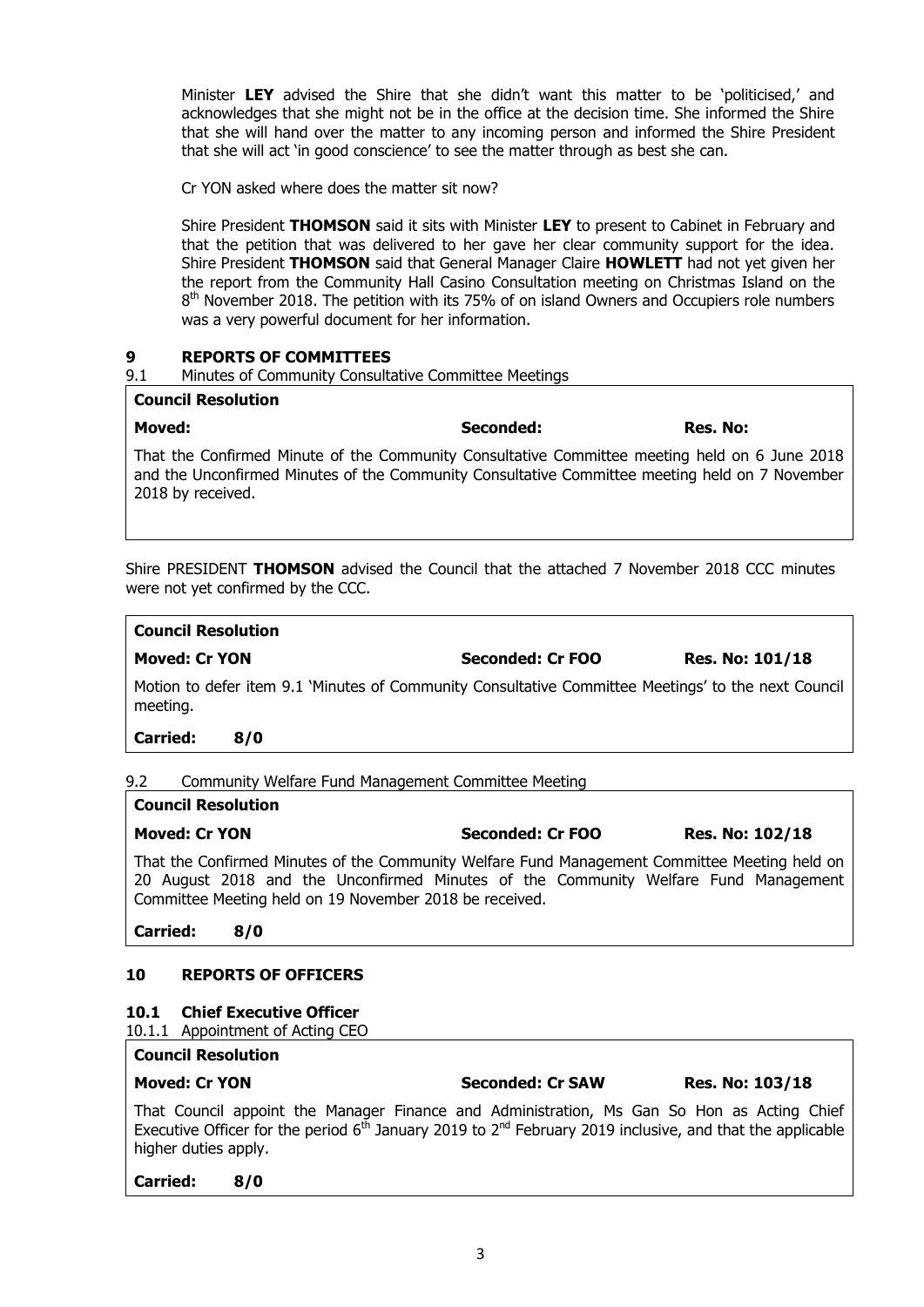Minister **LEY** advised the Shire that she didn't want this matter to be 'politicised,' and acknowledges that she might not be in the office at the decision time. She informed the Shire that she will hand over the matter to any incoming person and informed the Shire President that she will act 'in good conscience' to see the matter through as best she can.

Cr YON asked where does the matter sit now?

Shire President **THOMSON** said it sits with Minister **LEY** to present to Cabinet in February and that the petition that was delivered to her gave her clear community support for the idea. Shire President **THOMSON** said that General Manager Claire **HOWLETT** had not yet given her the report from the Community Hall Casino Consultation meeting on Christmas Island on the 8th November 2018. The petition with its 75% of on island Owners and Occupiers role numbers was a very powerful document for her information.

## 9 REPORTS OF COMMITTEES

9.1 Minutes of Community Consultative Committee Meetings

**Council Resolution**

**Moved:** **Seconded:** **Res. No:**

That the Confirmed Minute of the Community Consultative Committee meeting held on 6 June 2018 and the Unconfirmed Minutes of the Community Consultative Committee meeting held on 7 November 2018 by received.

Shire PRESIDENT **THOMSON** advised the Council that the attached 7 November 2018 CCC minutes were not yet confirmed by the CCC.

**Council Resolution**

**Moved: Cr YON** **Seconded: Cr FOO** **Res. No: 101/18**

Motion to defer item 9.1 'Minutes of Community Consultative Committee Meetings' to the next Council meeting.

**Carried: 8/0**

9.2 Community Welfare Fund Management Committee Meeting

**Council Resolution**

**Moved: Cr YON** **Seconded: Cr FOO** **Res. No: 102/18**

That the Confirmed Minutes of the Community Welfare Fund Management Committee Meeting held on 20 August 2018 and the Unconfirmed Minutes of the Community Welfare Fund Management Committee Meeting held on 19 November 2018 be received.

**Carried: 8/0**

## 10 REPORTS OF OFFICERS

### 10.1 Chief Executive Officer

10.1.1 Appointment of Acting CEO

**Council Resolution**

**Moved: Cr YON** **Seconded: Cr SAW** **Res. No: 103/18**

That Council appoint the Manager Finance and Administration, Ms Gan So Hon as Acting Chief Executive Officer for the period 6th January 2019 to 2nd February 2019 inclusive, and that the applicable higher duties apply.

**Carried: 8/0**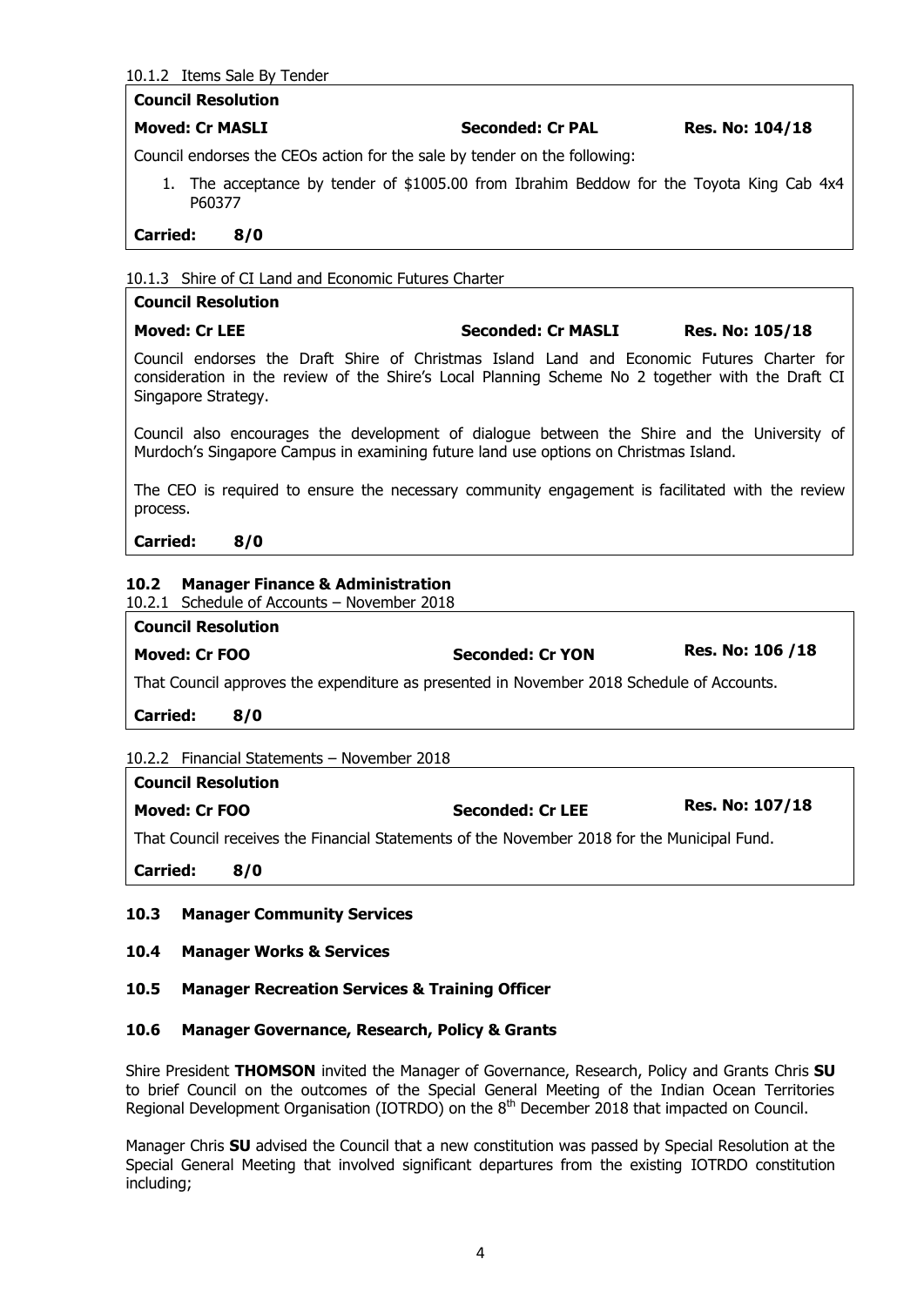10.1.2 Items Sale By Tender

**Council Resolution**

**Moved: Cr MASLI** **Seconded: Cr PAL** **Res. No: 104/18**

Council endorses the CEOs action for the sale by tender on the following:

1. The acceptance by tender of $1005.00 from Ibrahim Beddow for the Toyota King Cab 4x4 P60377

**Carried: 8/0**

10.1.3 Shire of CI Land and Economic Futures Charter

**Council Resolution**

**Moved: Cr LEE** **Seconded: Cr MASLI** **Res. No: 105/18**

Council endorses the Draft Shire of Christmas Island Land and Economic Futures Charter for consideration in the review of the Shire's Local Planning Scheme No 2 together with the Draft CI Singapore Strategy.

Council also encourages the development of dialogue between the Shire and the University of Murdoch's Singapore Campus in examining future land use options on Christmas Island.

The CEO is required to ensure the necessary community engagement is facilitated with the review process.

**Carried: 8/0**

### 10.2 Manager Finance & Administration

10.2.1 Schedule of Accounts – November 2018

**Council Resolution**

**Moved: Cr FOO** **Seconded: Cr YON** **Res. No: 106 /18**

That Council approves the expenditure as presented in November 2018 Schedule of Accounts.

**Carried: 8/0**

10.2.2 Financial Statements – November 2018

**Council Resolution**

**Moved: Cr FOO** **Seconded: Cr LEE** **Res. No: 107/18**

That Council receives the Financial Statements of the November 2018 for the Municipal Fund.

**Carried: 8/0**

### 10.3 Manager Community Services

### 10.4 Manager Works & Services

### 10.5 Manager Recreation Services & Training Officer

### 10.6 Manager Governance, Research, Policy & Grants

Shire President **THOMSON** invited the Manager of Governance, Research, Policy and Grants Chris **SU** to brief Council on the outcomes of the Special General Meeting of the Indian Ocean Territories Regional Development Organisation (IOTRDO) on the 8th December 2018 that impacted on Council.

Manager Chris **SU** advised the Council that a new constitution was passed by Special Resolution at the Special General Meeting that involved significant departures from the existing IOTRDO constitution including;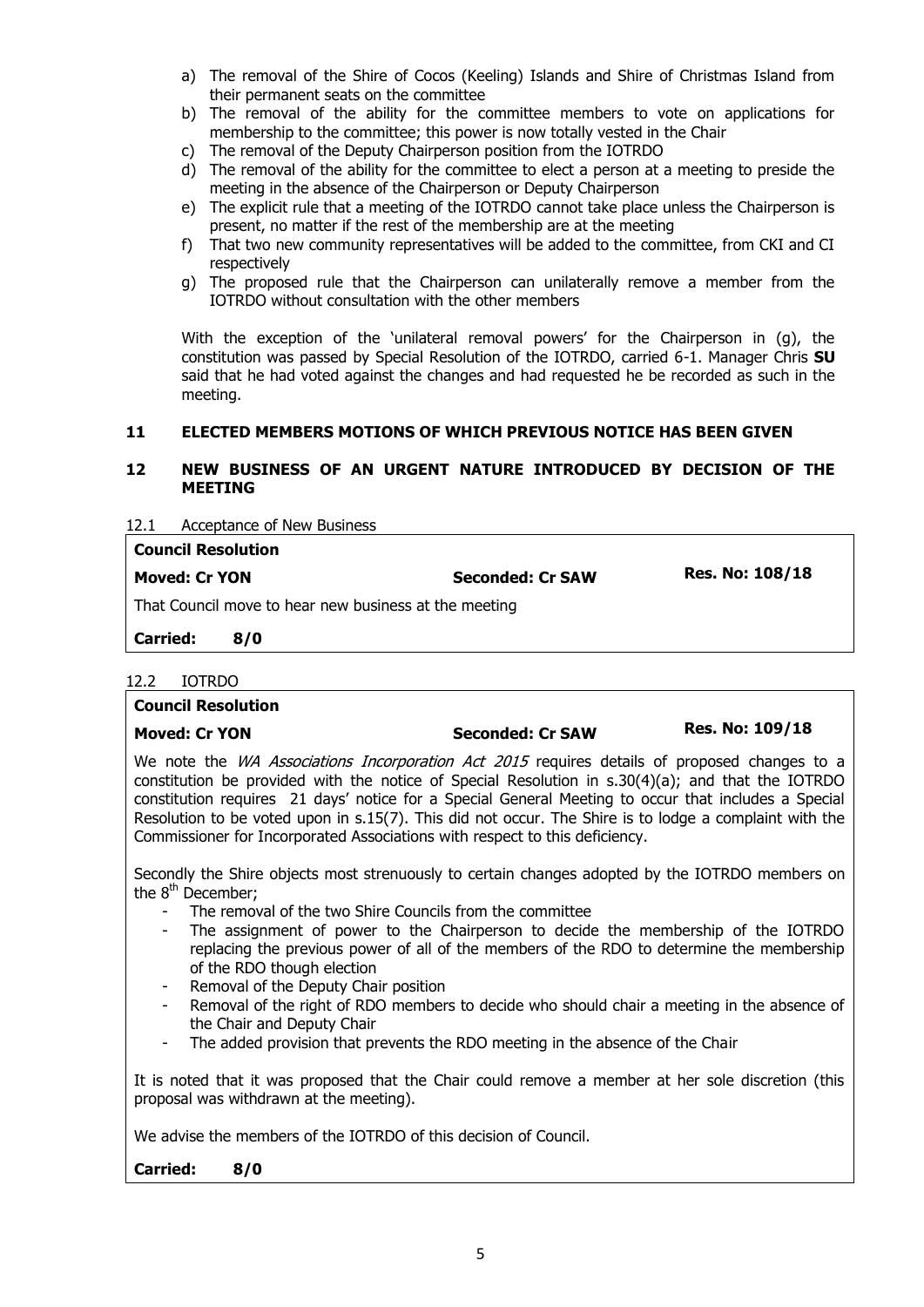a) The removal of the Shire of Cocos (Keeling) Islands and Shire of Christmas Island from their permanent seats on the committee
b) The removal of the ability for the committee members to vote on applications for membership to the committee; this power is now totally vested in the Chair
c) The removal of the Deputy Chairperson position from the IOTRDO
d) The removal of the ability for the committee to elect a person at a meeting to preside the meeting in the absence of the Chairperson or Deputy Chairperson
e) The explicit rule that a meeting of the IOTRDO cannot take place unless the Chairperson is present, no matter if the rest of the membership are at the meeting
f) That two new community representatives will be added to the committee, from CKI and CI respectively
g) The proposed rule that the Chairperson can unilaterally remove a member from the IOTRDO without consultation with the other members

With the exception of the 'unilateral removal powers' for the Chairperson in (g), the constitution was passed by Special Resolution of the IOTRDO, carried 6-1. Manager Chris **SU** said that he had voted against the changes and had requested he be recorded as such in the meeting.

## 11 ELECTED MEMBERS MOTIONS OF WHICH PREVIOUS NOTICE HAS BEEN GIVEN

## 12 NEW BUSINESS OF AN URGENT NATURE INTRODUCED BY DECISION OF THE MEETING

### 12.1 Acceptance of New Business

**Council Resolution**

**Moved: Cr YON** | **Seconded: Cr SAW** | **Res. No: 108/18**

That Council move to hear new business at the meeting

**Carried: 8/0**

### 12.2 IOTRDO

**Council Resolution**

**Moved: Cr YON** | **Seconded: Cr SAW** | **Res. No: 109/18**

We note the *WA Associations Incorporation Act 2015* requires details of proposed changes to a constitution be provided with the notice of Special Resolution in s.30(4)(a); and that the IOTRDO constitution requires 21 days' notice for a Special General Meeting to occur that includes a Special Resolution to be voted upon in s.15(7). This did not occur. The Shire is to lodge a complaint with the Commissioner for Incorporated Associations with respect to this deficiency.

Secondly the Shire objects most strenuously to certain changes adopted by the IOTRDO members on the 8th December;

- The removal of the two Shire Councils from the committee
- The assignment of power to the Chairperson to decide the membership of the IOTRDO replacing the previous power of all of the members of the RDO to determine the membership of the RDO though election
- Removal of the Deputy Chair position
- Removal of the right of RDO members to decide who should chair a meeting in the absence of the Chair and Deputy Chair
- The added provision that prevents the RDO meeting in the absence of the Chair

It is noted that it was proposed that the Chair could remove a member at her sole discretion (this proposal was withdrawn at the meeting).

We advise the members of the IOTRDO of this decision of Council.

**Carried: 8/0**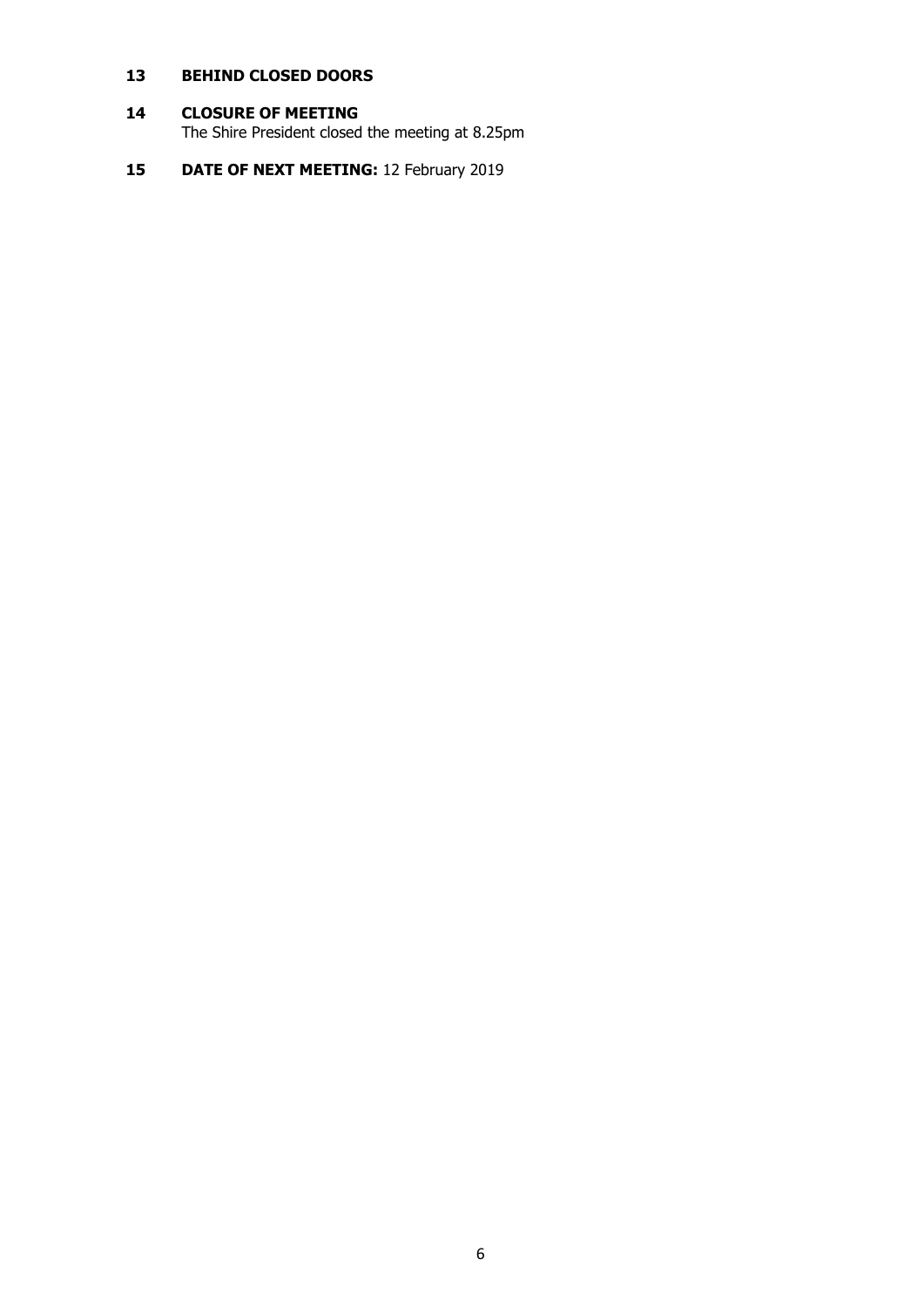**13 BEHIND CLOSED DOORS**

**14 CLOSURE OF MEETING**

The Shire President closed the meeting at 8.25pm

**15 DATE OF NEXT MEETING:** 12 February 2019